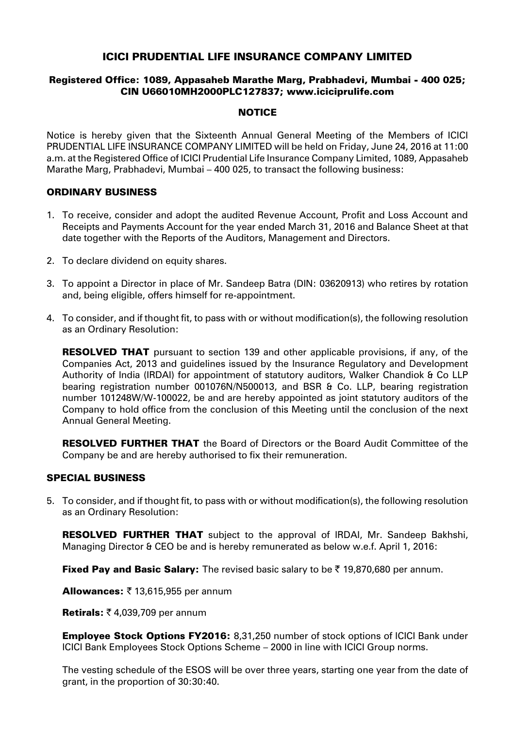# ICICI PRUDENTIAL LIFE INSURANCE COMPANY LIMITED

**Registered Office: 1089, Appasaheb Marathe Marg, Prabhadevi, Mumbai - 400 025; CIN U66010MH2000PLC127837; www.iciciprulife.com**

## NOTICE

Notice is hereby given that the Sixteenth Annual General Meeting of the Members of ICICI PRUDENTIAL LIFE INSURANCE COMPANY LIMITED will be held on Friday, June 24, 2016 at 11:00 a.m. at the Registered Office of ICICI Prudential Life Insurance Company Limited, 1089, Appasaheb Marathe Marg, Prabhadevi, Mumbai – 400 025, to transact the following business:

## ORDINARY BUSINESS

1. To receive, consider and adopt the audited Revenue Account, Profit and Loss Account and Receipts and Payments Account for the year ended March 31, 2016 and Balance Sheet at that date together with the Reports of the Auditors, Management and Directors.

2. To declare dividend on equity shares.

3. To appoint a Director in place of Mr. Sandeep Batra (DIN: 03620913) who retires by rotation and, being eligible, offers himself for re-appointment.

4. To consider, and if thought fit, to pass with or without modification(s), the following resolution as an Ordinary Resolution:

   **RESOLVED THAT** pursuant to section 139 and other applicable provisions, if any, of the Companies Act, 2013 and guidelines issued by the Insurance Regulatory and Development Authority of India (IRDAI) for appointment of statutory auditors, Walker Chandiok & Co LLP bearing registration number 001076N/N500013, and BSR & Co. LLP, bearing registration number 101248W/W-100022, be and are hereby appointed as joint statutory auditors of the Company to hold office from the conclusion of this Meeting until the conclusion of the next Annual General Meeting.

   **RESOLVED FURTHER THAT** the Board of Directors or the Board Audit Committee of the Company be and are hereby authorised to fix their remuneration.

## SPECIAL BUSINESS

5. To consider, and if thought fit, to pass with or without modification(s), the following resolution as an Ordinary Resolution:

   **RESOLVED FURTHER THAT** subject to the approval of IRDAI, Mr. Sandeep Bakhshi, Managing Director & CEO be and is hereby remunerated as below w.e.f. April 1, 2016:

   **Fixed Pay and Basic Salary:** The revised basic salary to be ₹ 19,870,680 per annum.

   **Allowances:** ₹ 13,615,955 per annum

   **Retirals:** ₹ 4,039,709 per annum

   **Employee Stock Options FY2016:** 8,31,250 number of stock options of ICICI Bank under ICICI Bank Employees Stock Options Scheme – 2000 in line with ICICI Group norms.

   The vesting schedule of the ESOS will be over three years, starting one year from the date of grant, in the proportion of 30:30:40.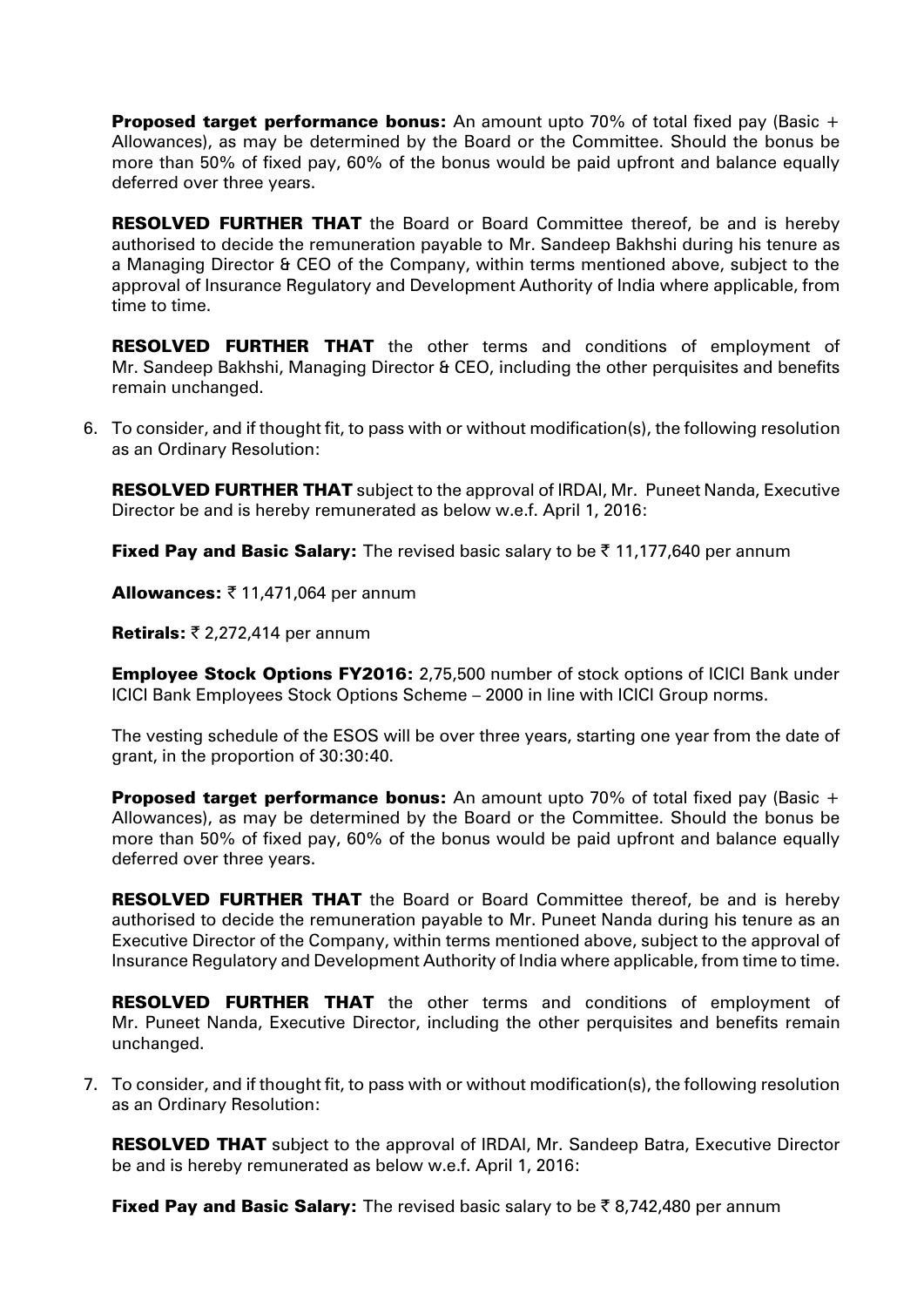**Proposed target performance bonus:** An amount upto 70% of total fixed pay (Basic + Allowances), as may be determined by the Board or the Committee. Should the bonus be more than 50% of fixed pay, 60% of the bonus would be paid upfront and balance equally deferred over three years.

**RESOLVED FURTHER THAT** the Board or Board Committee thereof, be and is hereby authorised to decide the remuneration payable to Mr. Sandeep Bakhshi during his tenure as a Managing Director & CEO of the Company, within terms mentioned above, subject to the approval of Insurance Regulatory and Development Authority of India where applicable, from time to time.

**RESOLVED FURTHER THAT** the other terms and conditions of employment of Mr. Sandeep Bakhshi, Managing Director & CEO, including the other perquisites and benefits remain unchanged.

6. To consider, and if thought fit, to pass with or without modification(s), the following resolution as an Ordinary Resolution:

   **RESOLVED FURTHER THAT** subject to the approval of IRDAI, Mr. Puneet Nanda, Executive Director be and is hereby remunerated as below w.e.f. April 1, 2016:

   **Fixed Pay and Basic Salary:** The revised basic salary to be ₹ 11,177,640 per annum

   **Allowances:** ₹ 11,471,064 per annum

   **Retirals:** ₹ 2,272,414 per annum

   **Employee Stock Options FY2016:** 2,75,500 number of stock options of ICICI Bank under ICICI Bank Employees Stock Options Scheme – 2000 in line with ICICI Group norms.

   The vesting schedule of the ESOS will be over three years, starting one year from the date of grant, in the proportion of 30:30:40.

   **Proposed target performance bonus:** An amount upto 70% of total fixed pay (Basic + Allowances), as may be determined by the Board or the Committee. Should the bonus be more than 50% of fixed pay, 60% of the bonus would be paid upfront and balance equally deferred over three years.

   **RESOLVED FURTHER THAT** the Board or Board Committee thereof, be and is hereby authorised to decide the remuneration payable to Mr. Puneet Nanda during his tenure as an Executive Director of the Company, within terms mentioned above, subject to the approval of Insurance Regulatory and Development Authority of India where applicable, from time to time.

   **RESOLVED FURTHER THAT** the other terms and conditions of employment of Mr. Puneet Nanda, Executive Director, including the other perquisites and benefits remain unchanged.

7. To consider, and if thought fit, to pass with or without modification(s), the following resolution as an Ordinary Resolution:

   **RESOLVED THAT** subject to the approval of IRDAI, Mr. Sandeep Batra, Executive Director be and is hereby remunerated as below w.e.f. April 1, 2016:

   **Fixed Pay and Basic Salary:** The revised basic salary to be ₹ 8,742,480 per annum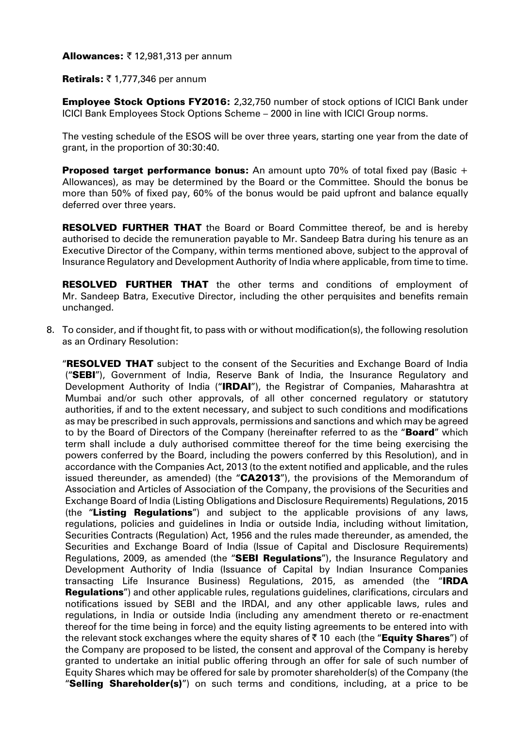**Allowances:** ₹ 12,981,313 per annum

**Retirals:** ₹ 1,777,346 per annum

**Employee Stock Options FY2016:** 2,32,750 number of stock options of ICICI Bank under ICICI Bank Employees Stock Options Scheme – 2000 in line with ICICI Group norms.

The vesting schedule of the ESOS will be over three years, starting one year from the date of grant, in the proportion of 30:30:40.

**Proposed target performance bonus:** An amount upto 70% of total fixed pay (Basic + Allowances), as may be determined by the Board or the Committee. Should the bonus be more than 50% of fixed pay, 60% of the bonus would be paid upfront and balance equally deferred over three years.

**RESOLVED FURTHER THAT** the Board or Board Committee thereof, be and is hereby authorised to decide the remuneration payable to Mr. Sandeep Batra during his tenure as an Executive Director of the Company, within terms mentioned above, subject to the approval of Insurance Regulatory and Development Authority of India where applicable, from time to time.

**RESOLVED FURTHER THAT** the other terms and conditions of employment of Mr. Sandeep Batra, Executive Director, including the other perquisites and benefits remain unchanged.

8. To consider, and if thought fit, to pass with or without modification(s), the following resolution as an Ordinary Resolution:

   "**RESOLVED THAT** subject to the consent of the Securities and Exchange Board of India ("**SEBI**"), Government of India, Reserve Bank of India, the Insurance Regulatory and Development Authority of India ("**IRDAI**"), the Registrar of Companies, Maharashtra at Mumbai and/or such other approvals, of all other concerned regulatory or statutory authorities, if and to the extent necessary, and subject to such conditions and modifications as may be prescribed in such approvals, permissions and sanctions and which may be agreed to by the Board of Directors of the Company (hereinafter referred to as the "**Board**" which term shall include a duly authorised committee thereof for the time being exercising the powers conferred by the Board, including the powers conferred by this Resolution), and in accordance with the Companies Act, 2013 (to the extent notified and applicable, and the rules issued thereunder, as amended) (the "**CA2013**"), the provisions of the Memorandum of Association and Articles of Association of the Company, the provisions of the Securities and Exchange Board of India (Listing Obligations and Disclosure Requirements) Regulations, 2015 (the "**Listing Regulations**") and subject to the applicable provisions of any laws, regulations, policies and guidelines in India or outside India, including without limitation, Securities Contracts (Regulation) Act, 1956 and the rules made thereunder, as amended, the Securities and Exchange Board of India (Issue of Capital and Disclosure Requirements) Regulations, 2009, as amended (the "**SEBI Regulations**"), the Insurance Regulatory and Development Authority of India (Issuance of Capital by Indian Insurance Companies transacting Life Insurance Business) Regulations, 2015, as amended (the "**IRDA Regulations**") and other applicable rules, regulations guidelines, clarifications, circulars and notifications issued by SEBI and the IRDAI, and any other applicable laws, rules and regulations, in India or outside India (including any amendment thereto or re-enactment thereof for the time being in force) and the equity listing agreements to be entered into with the relevant stock exchanges where the equity shares of ₹ 10 each (the "**Equity Shares**") of the Company are proposed to be listed, the consent and approval of the Company is hereby granted to undertake an initial public offering through an offer for sale of such number of Equity Shares which may be offered for sale by promoter shareholder(s) of the Company (the "**Selling Shareholder(s)**") on such terms and conditions, including, at a price to be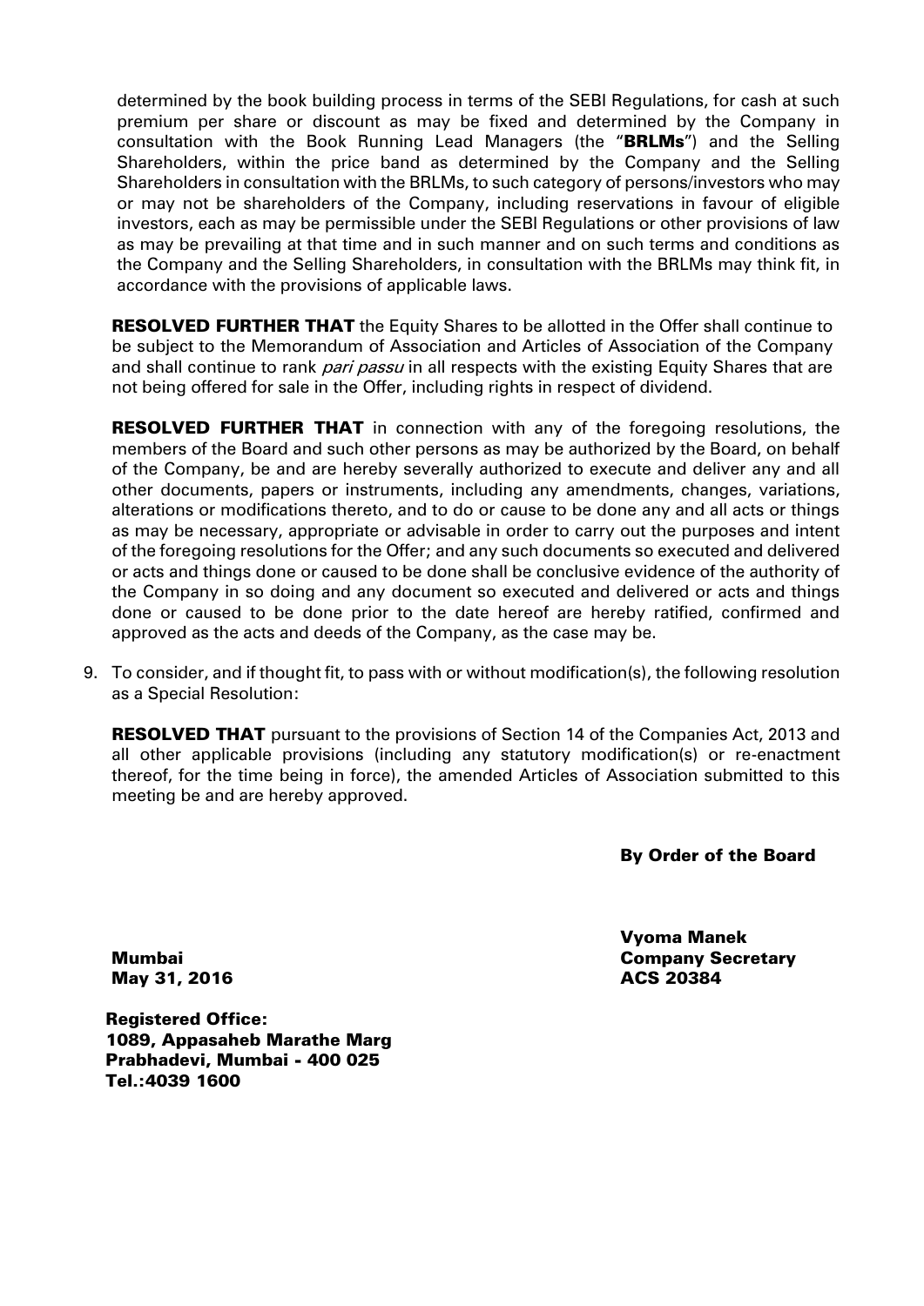determined by the book building process in terms of the SEBI Regulations, for cash at such premium per share or discount as may be fixed and determined by the Company in consultation with the Book Running Lead Managers (the "**BRLMs**") and the Selling Shareholders, within the price band as determined by the Company and the Selling Shareholders in consultation with the BRLMs, to such category of persons/investors who may or may not be shareholders of the Company, including reservations in favour of eligible investors, each as may be permissible under the SEBI Regulations or other provisions of law as may be prevailing at that time and in such manner and on such terms and conditions as the Company and the Selling Shareholders, in consultation with the BRLMs may think fit, in accordance with the provisions of applicable laws.

**RESOLVED FURTHER THAT** the Equity Shares to be allotted in the Offer shall continue to be subject to the Memorandum of Association and Articles of Association of the Company and shall continue to rank *pari passu* in all respects with the existing Equity Shares that are not being offered for sale in the Offer, including rights in respect of dividend.

**RESOLVED FURTHER THAT** in connection with any of the foregoing resolutions, the members of the Board and such other persons as may be authorized by the Board, on behalf of the Company, be and are hereby severally authorized to execute and deliver any and all other documents, papers or instruments, including any amendments, changes, variations, alterations or modifications thereto, and to do or cause to be done any and all acts or things as may be necessary, appropriate or advisable in order to carry out the purposes and intent of the foregoing resolutions for the Offer; and any such documents so executed and delivered or acts and things done or caused to be done shall be conclusive evidence of the authority of the Company in so doing and any document so executed and delivered or acts and things done or caused to be done prior to the date hereof are hereby ratified, confirmed and approved as the acts and deeds of the Company, as the case may be.

9. To consider, and if thought fit, to pass with or without modification(s), the following resolution as a Special Resolution:

   **RESOLVED THAT** pursuant to the provisions of Section 14 of the Companies Act, 2013 and all other applicable provisions (including any statutory modification(s) or re-enactment thereof, for the time being in force), the amended Articles of Association submitted to this meeting be and are hereby approved.

**By Order of the Board**

**Vyoma Manek**
**Company Secretary**
**ACS 20384**

**Mumbai**
**May 31, 2016**

**Registered Office:**
**1089, Appasaheb Marathe Marg**
**Prabhadevi, Mumbai - 400 025**
**Tel.:4039 1600**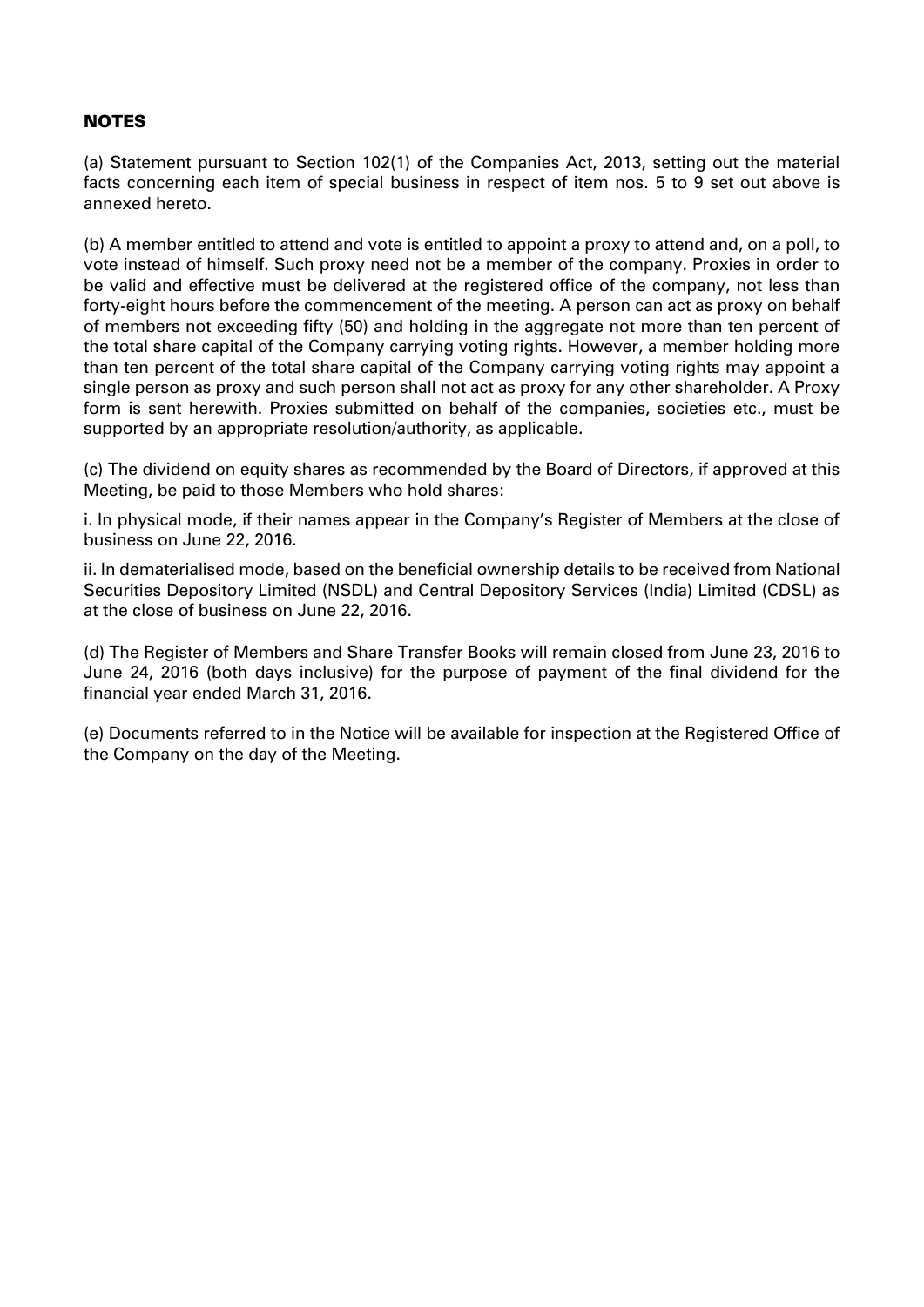## NOTES

(a) Statement pursuant to Section 102(1) of the Companies Act, 2013, setting out the material facts concerning each item of special business in respect of item nos. 5 to 9 set out above is annexed hereto.

(b) A member entitled to attend and vote is entitled to appoint a proxy to attend and, on a poll, to vote instead of himself. Such proxy need not be a member of the company. Proxies in order to be valid and effective must be delivered at the registered office of the company, not less than forty-eight hours before the commencement of the meeting. A person can act as proxy on behalf of members not exceeding fifty (50) and holding in the aggregate not more than ten percent of the total share capital of the Company carrying voting rights. However, a member holding more than ten percent of the total share capital of the Company carrying voting rights may appoint a single person as proxy and such person shall not act as proxy for any other shareholder. A Proxy form is sent herewith. Proxies submitted on behalf of the companies, societies etc., must be supported by an appropriate resolution/authority, as applicable.

(c) The dividend on equity shares as recommended by the Board of Directors, if approved at this Meeting, be paid to those Members who hold shares:

i. In physical mode, if their names appear in the Company's Register of Members at the close of business on June 22, 2016.

ii. In dematerialised mode, based on the beneficial ownership details to be received from National Securities Depository Limited (NSDL) and Central Depository Services (India) Limited (CDSL) as at the close of business on June 22, 2016.

(d) The Register of Members and Share Transfer Books will remain closed from June 23, 2016 to June 24, 2016 (both days inclusive) for the purpose of payment of the final dividend for the financial year ended March 31, 2016.

(e) Documents referred to in the Notice will be available for inspection at the Registered Office of the Company on the day of the Meeting.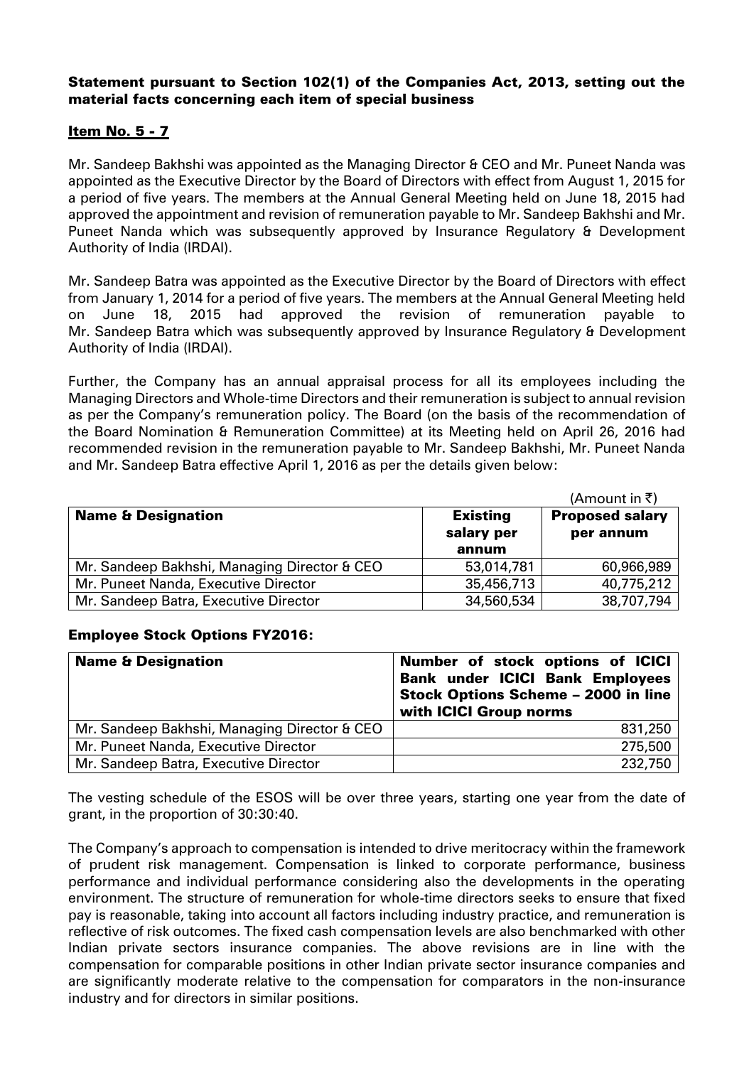**Statement pursuant to Section 102(1) of the Companies Act, 2013, setting out the material facts concerning each item of special business**

**Item No. 5 - 7**

Mr. Sandeep Bakhshi was appointed as the Managing Director & CEO and Mr. Puneet Nanda was appointed as the Executive Director by the Board of Directors with effect from August 1, 2015 for a period of five years. The members at the Annual General Meeting held on June 18, 2015 had approved the appointment and revision of remuneration payable to Mr. Sandeep Bakhshi and Mr. Puneet Nanda which was subsequently approved by Insurance Regulatory & Development Authority of India (IRDAI).

Mr. Sandeep Batra was appointed as the Executive Director by the Board of Directors with effect from January 1, 2014 for a period of five years. The members at the Annual General Meeting held on June 18, 2015 had approved the revision of remuneration payable to Mr. Sandeep Batra which was subsequently approved by Insurance Regulatory & Development Authority of India (IRDAI).

Further, the Company has an annual appraisal process for all its employees including the Managing Directors and Whole-time Directors and their remuneration is subject to annual revision as per the Company's remuneration policy. The Board (on the basis of the recommendation of the Board Nomination & Remuneration Committee) at its Meeting held on April 26, 2016 had recommended revision in the remuneration payable to Mr. Sandeep Bakhshi, Mr. Puneet Nanda and Mr. Sandeep Batra effective April 1, 2016 as per the details given below:

(Amount in ₹)

| Name & Designation | Existing salary per annum | Proposed salary per annum |
|---|---|---|
| Mr. Sandeep Bakhshi, Managing Director & CEO | 53,014,781 | 60,966,989 |
| Mr. Puneet Nanda, Executive Director | 35,456,713 | 40,775,212 |
| Mr. Sandeep Batra, Executive Director | 34,560,534 | 38,707,794 |

**Employee Stock Options FY2016:**

| Name & Designation | Number of stock options of ICICI Bank under ICICI Bank Employees Stock Options Scheme – 2000 in line with ICICI Group norms |
|---|---|
| Mr. Sandeep Bakhshi, Managing Director & CEO | 831,250 |
| Mr. Puneet Nanda, Executive Director | 275,500 |
| Mr. Sandeep Batra, Executive Director | 232,750 |

The vesting schedule of the ESOS will be over three years, starting one year from the date of grant, in the proportion of 30:30:40.

The Company's approach to compensation is intended to drive meritocracy within the framework of prudent risk management. Compensation is linked to corporate performance, business performance and individual performance considering also the developments in the operating environment. The structure of remuneration for whole-time directors seeks to ensure that fixed pay is reasonable, taking into account all factors including industry practice, and remuneration is reflective of risk outcomes. The fixed cash compensation levels are also benchmarked with other Indian private sectors insurance companies. The above revisions are in line with the compensation for comparable positions in other Indian private sector insurance companies and are significantly moderate relative to the compensation for comparators in the non-insurance industry and for directors in similar positions.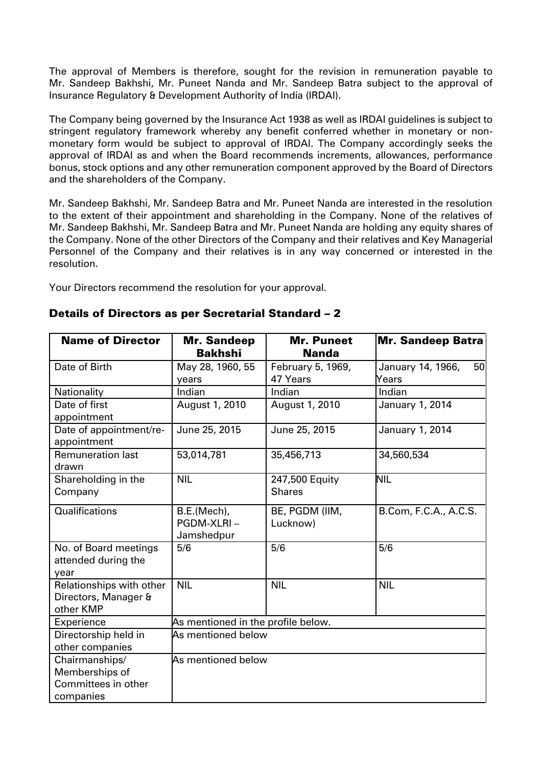The approval of Members is therefore, sought for the revision in remuneration payable to Mr. Sandeep Bakhshi, Mr. Puneet Nanda and Mr. Sandeep Batra subject to the approval of Insurance Regulatory & Development Authority of India (IRDAI).

The Company being governed by the Insurance Act 1938 as well as IRDAI guidelines is subject to stringent regulatory framework whereby any benefit conferred whether in monetary or non-monetary form would be subject to approval of IRDAI. The Company accordingly seeks the approval of IRDAI as and when the Board recommends increments, allowances, performance bonus, stock options and any other remuneration component approved by the Board of Directors and the shareholders of the Company.

Mr. Sandeep Bakhshi, Mr. Sandeep Batra and Mr. Puneet Nanda are interested in the resolution to the extent of their appointment and shareholding in the Company. None of the relatives of Mr. Sandeep Bakhshi, Mr. Sandeep Batra and Mr. Puneet Nanda are holding any equity shares of the Company. None of the other Directors of the Company and their relatives and Key Managerial Personnel of the Company and their relatives is in any way concerned or interested in the resolution.

Your Directors recommend the resolution for your approval.

## Details of Directors as per Secretarial Standard – 2

| Name of Director | Mr. Sandeep Bakhshi | Mr. Puneet Nanda | Mr. Sandeep Batra |
|---|---|---|---|
| Date of Birth | May 28, 1960, 55 years | February 5, 1969, 47 Years | January 14, 1966, 50 Years |
| Nationality | Indian | Indian | Indian |
| Date of first appointment | August 1, 2010 | August 1, 2010 | January 1, 2014 |
| Date of appointment/re-appointment | June 25, 2015 | June 25, 2015 | January 1, 2014 |
| Remuneration last drawn | 53,014,781 | 35,456,713 | 34,560,534 |
| Shareholding in the Company | NIL | 247,500 Equity Shares | NIL |
| Qualifications | B.E.(Mech), PGDM-XLRI – Jamshedpur | BE, PGDM (IIM, Lucknow) | B.Com, F.C.A., A.C.S. |
| No. of Board meetings attended during the year | 5/6 | 5/6 | 5/6 |
| Relationships with other Directors, Manager & other KMP | NIL | NIL | NIL |
| Experience | As mentioned in the profile below. | | |
| Directorship held in other companies | As mentioned below | | |
| Chairmanships/ Memberships of Committees in other companies | As mentioned below | | |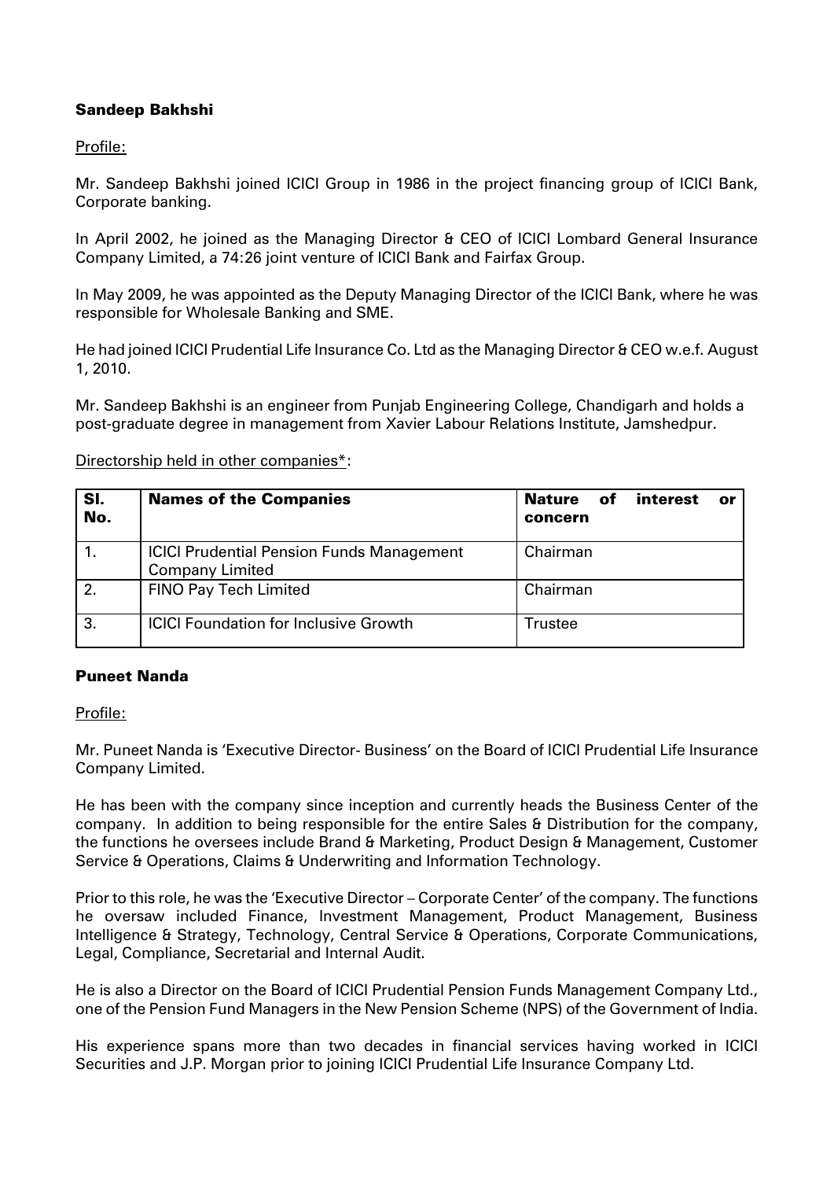**Sandeep Bakhshi**

Profile:

Mr. Sandeep Bakhshi joined ICICI Group in 1986 in the project financing group of ICICI Bank, Corporate banking.

In April 2002, he joined as the Managing Director & CEO of ICICI Lombard General Insurance Company Limited, a 74:26 joint venture of ICICI Bank and Fairfax Group.

In May 2009, he was appointed as the Deputy Managing Director of the ICICI Bank, where he was responsible for Wholesale Banking and SME.

He had joined ICICI Prudential Life Insurance Co. Ltd as the Managing Director & CEO w.e.f. August 1, 2010.

Mr. Sandeep Bakhshi is an engineer from Punjab Engineering College, Chandigarh and holds a post-graduate degree in management from Xavier Labour Relations Institute, Jamshedpur.

Directorship held in other companies*:

| Sl. No. | Names of the Companies | Nature of interest or concern |
|---|---|---|
| 1. | ICICI Prudential Pension Funds Management Company Limited | Chairman |
| 2. | FINO Pay Tech Limited | Chairman |
| 3. | ICICI Foundation for Inclusive Growth | Trustee |

**Puneet Nanda**

Profile:

Mr. Puneet Nanda is 'Executive Director- Business' on the Board of ICICI Prudential Life Insurance Company Limited.

He has been with the company since inception and currently heads the Business Center of the company. In addition to being responsible for the entire Sales & Distribution for the company, the functions he oversees include Brand & Marketing, Product Design & Management, Customer Service & Operations, Claims & Underwriting and Information Technology.

Prior to this role, he was the 'Executive Director – Corporate Center' of the company. The functions he oversaw included Finance, Investment Management, Product Management, Business Intelligence & Strategy, Technology, Central Service & Operations, Corporate Communications, Legal, Compliance, Secretarial and Internal Audit.

He is also a Director on the Board of ICICI Prudential Pension Funds Management Company Ltd., one of the Pension Fund Managers in the New Pension Scheme (NPS) of the Government of India.

His experience spans more than two decades in financial services having worked in ICICI Securities and J.P. Morgan prior to joining ICICI Prudential Life Insurance Company Ltd.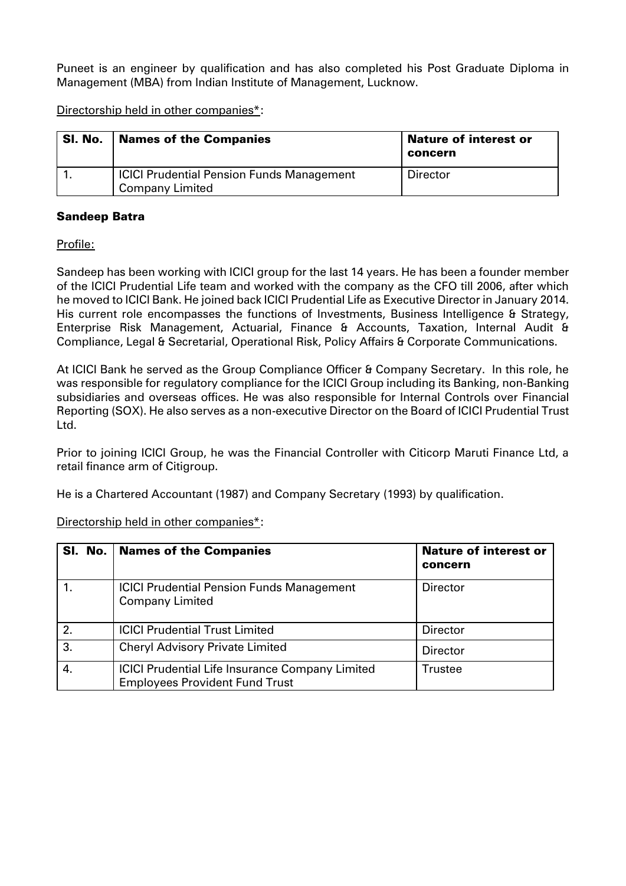Puneet is an engineer by qualification and has also completed his Post Graduate Diploma in Management (MBA) from Indian Institute of Management, Lucknow.

Directorship held in other companies*:

| Sl. No. | Names of the Companies | Nature of interest or concern |
|---|---|---|
| 1. | ICICI Prudential Pension Funds Management Company Limited | Director |

**Sandeep Batra**

Profile:

Sandeep has been working with ICICI group for the last 14 years. He has been a founder member of the ICICI Prudential Life team and worked with the company as the CFO till 2006, after which he moved to ICICI Bank. He joined back ICICI Prudential Life as Executive Director in January 2014. His current role encompasses the functions of Investments, Business Intelligence & Strategy, Enterprise Risk Management, Actuarial, Finance & Accounts, Taxation, Internal Audit & Compliance, Legal & Secretarial, Operational Risk, Policy Affairs & Corporate Communications.

At ICICI Bank he served as the Group Compliance Officer & Company Secretary. In this role, he was responsible for regulatory compliance for the ICICI Group including its Banking, non-Banking subsidiaries and overseas offices. He was also responsible for Internal Controls over Financial Reporting (SOX). He also serves as a non-executive Director on the Board of ICICI Prudential Trust Ltd.

Prior to joining ICICI Group, he was the Financial Controller with Citicorp Maruti Finance Ltd, a retail finance arm of Citigroup.

He is a Chartered Accountant (1987) and Company Secretary (1993) by qualification.

Directorship held in other companies*:

| Sl. No. | Names of the Companies | Nature of interest or concern |
|---|---|---|
| 1. | ICICI Prudential Pension Funds Management Company Limited | Director |
| 2. | ICICI Prudential Trust Limited | Director |
| 3. | Cheryl Advisory Private Limited | Director |
| 4. | ICICI Prudential Life Insurance Company Limited Employees Provident Fund Trust | Trustee |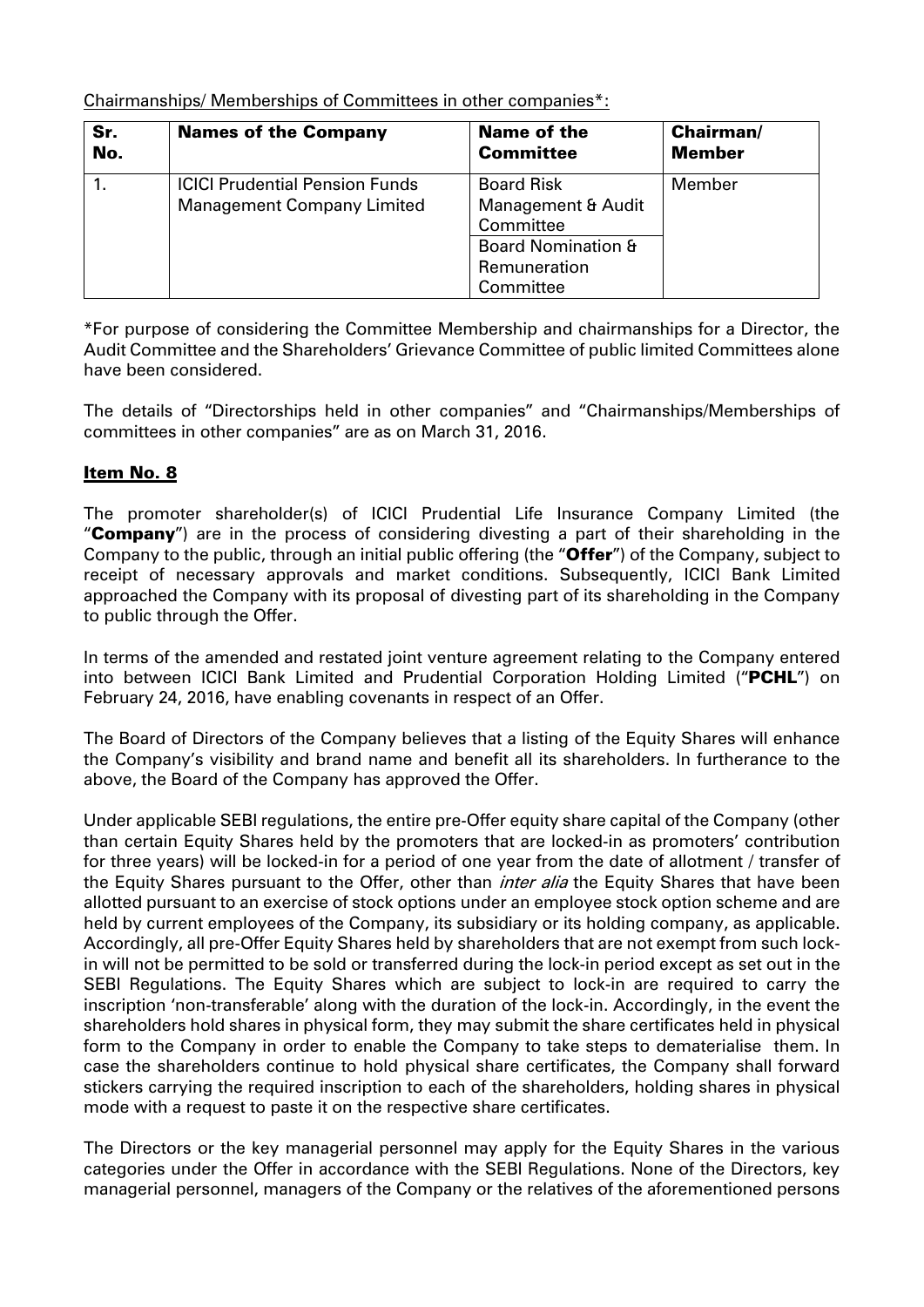<u>Chairmanships/ Memberships of Committees in other companies*:</u>

| Sr. No. | Names of the Company | Name of the Committee | Chairman/ Member |
|---|---|---|---|
| 1. | ICICI Prudential Pension Funds Management Company Limited | Board Risk Management & Audit Committee | Member |
| | | Board Nomination & Remuneration Committee | |

*For purpose of considering the Committee Membership and chairmanships for a Director, the Audit Committee and the Shareholders' Grievance Committee of public limited Committees alone have been considered.

The details of "Directorships held in other companies" and "Chairmanships/Memberships of committees in other companies" are as on March 31, 2016.

## Item No. 8

The promoter shareholder(s) of ICICI Prudential Life Insurance Company Limited (the "**Company**") are in the process of considering divesting a part of their shareholding in the Company to the public, through an initial public offering (the "**Offer**") of the Company, subject to receipt of necessary approvals and market conditions. Subsequently, ICICI Bank Limited approached the Company with its proposal of divesting part of its shareholding in the Company to public through the Offer.

In terms of the amended and restated joint venture agreement relating to the Company entered into between ICICI Bank Limited and Prudential Corporation Holding Limited ("**PCHL**") on February 24, 2016, have enabling covenants in respect of an Offer.

The Board of Directors of the Company believes that a listing of the Equity Shares will enhance the Company's visibility and brand name and benefit all its shareholders. In furtherance to the above, the Board of the Company has approved the Offer.

Under applicable SEBI regulations, the entire pre-Offer equity share capital of the Company (other than certain Equity Shares held by the promoters that are locked-in as promoters' contribution for three years) will be locked-in for a period of one year from the date of allotment / transfer of the Equity Shares pursuant to the Offer, other than *inter alia* the Equity Shares that have been allotted pursuant to an exercise of stock options under an employee stock option scheme and are held by current employees of the Company, its subsidiary or its holding company, as applicable. Accordingly, all pre-Offer Equity Shares held by shareholders that are not exempt from such lock-in will not be permitted to be sold or transferred during the lock-in period except as set out in the SEBI Regulations. The Equity Shares which are subject to lock-in are required to carry the inscription 'non-transferable' along with the duration of the lock-in. Accordingly, in the event the shareholders hold shares in physical form, they may submit the share certificates held in physical form to the Company in order to enable the Company to take steps to dematerialise them. In case the shareholders continue to hold physical share certificates, the Company shall forward stickers carrying the required inscription to each of the shareholders, holding shares in physical mode with a request to paste it on the respective share certificates.

The Directors or the key managerial personnel may apply for the Equity Shares in the various categories under the Offer in accordance with the SEBI Regulations. None of the Directors, key managerial personnel, managers of the Company or the relatives of the aforementioned persons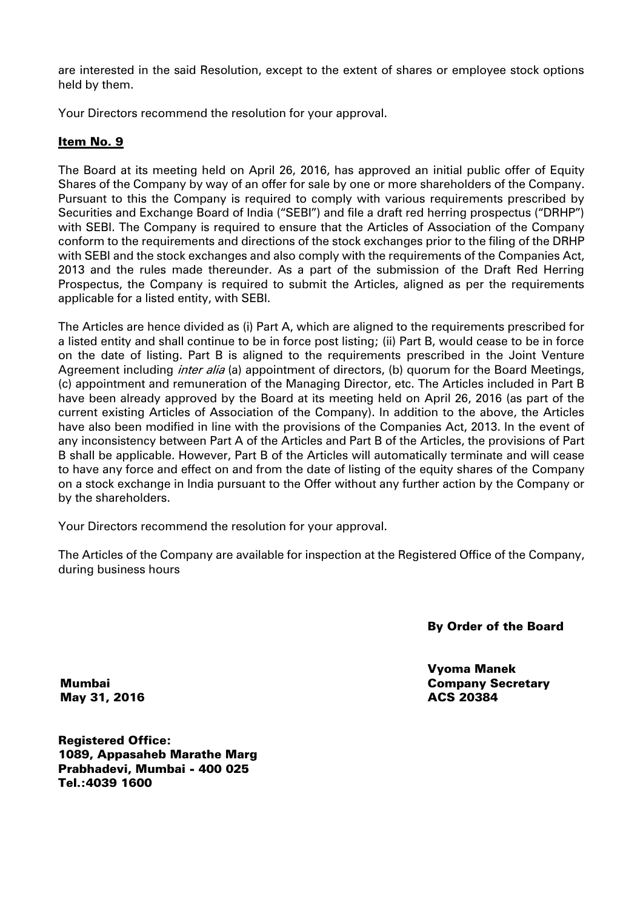are interested in the said Resolution, except to the extent of shares or employee stock options held by them.

Your Directors recommend the resolution for your approval.

**Item No. 9**

The Board at its meeting held on April 26, 2016, has approved an initial public offer of Equity Shares of the Company by way of an offer for sale by one or more shareholders of the Company. Pursuant to this the Company is required to comply with various requirements prescribed by Securities and Exchange Board of India ("SEBI") and file a draft red herring prospectus ("DRHP") with SEBI. The Company is required to ensure that the Articles of Association of the Company conform to the requirements and directions of the stock exchanges prior to the filing of the DRHP with SEBI and the stock exchanges and also comply with the requirements of the Companies Act, 2013 and the rules made thereunder. As a part of the submission of the Draft Red Herring Prospectus, the Company is required to submit the Articles, aligned as per the requirements applicable for a listed entity, with SEBI.

The Articles are hence divided as (i) Part A, which are aligned to the requirements prescribed for a listed entity and shall continue to be in force post listing; (ii) Part B, would cease to be in force on the date of listing. Part B is aligned to the requirements prescribed in the Joint Venture Agreement including *inter alia* (a) appointment of directors, (b) quorum for the Board Meetings, (c) appointment and remuneration of the Managing Director, etc. The Articles included in Part B have been already approved by the Board at its meeting held on April 26, 2016 (as part of the current existing Articles of Association of the Company). In addition to the above, the Articles have also been modified in line with the provisions of the Companies Act, 2013. In the event of any inconsistency between Part A of the Articles and Part B of the Articles, the provisions of Part B shall be applicable. However, Part B of the Articles will automatically terminate and will cease to have any force and effect on and from the date of listing of the equity shares of the Company on a stock exchange in India pursuant to the Offer without any further action by the Company or by the shareholders.

Your Directors recommend the resolution for your approval.

The Articles of the Company are available for inspection at the Registered Office of the Company, during business hours

**By Order of the Board**

**Vyoma Manek**
**Company Secretary**
**ACS 20384**

**Mumbai**
**May 31, 2016**

**Registered Office:**
**1089, Appasaheb Marathe Marg**
**Prabhadevi, Mumbai - 400 025**
**Tel.:4039 1600**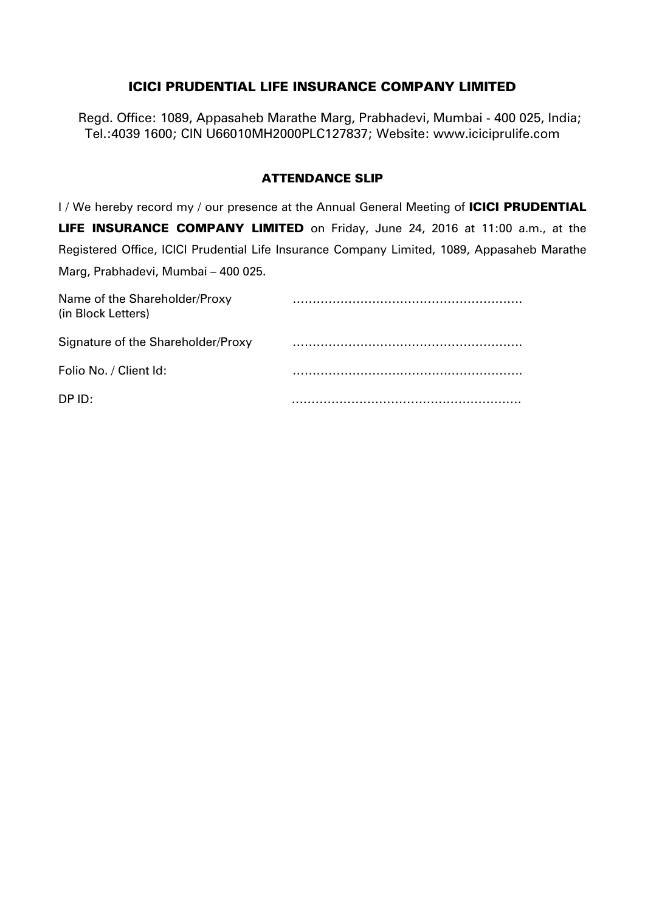## ICICI PRUDENTIAL LIFE INSURANCE COMPANY LIMITED

Regd. Office: 1089, Appasaheb Marathe Marg, Prabhadevi, Mumbai - 400 025, India; Tel.:4039 1600; CIN U66010MH2000PLC127837; Website: www.iciciprulife.com

### ATTENDANCE SLIP

I / We hereby record my / our presence at the Annual General Meeting of **ICICI PRUDENTIAL LIFE INSURANCE COMPANY LIMITED** on Friday, June 24, 2016 at 11:00 a.m., at the Registered Office, ICICI Prudential Life Insurance Company Limited, 1089, Appasaheb Marathe Marg, Prabhadevi, Mumbai – 400 025.

Name of the Shareholder/Proxy (in Block Letters) ………………………………………………….

Signature of the Shareholder/Proxy ………………………………………………….

Folio No. / Client Id: ………………………………………………….

DP ID: ………………………………………………….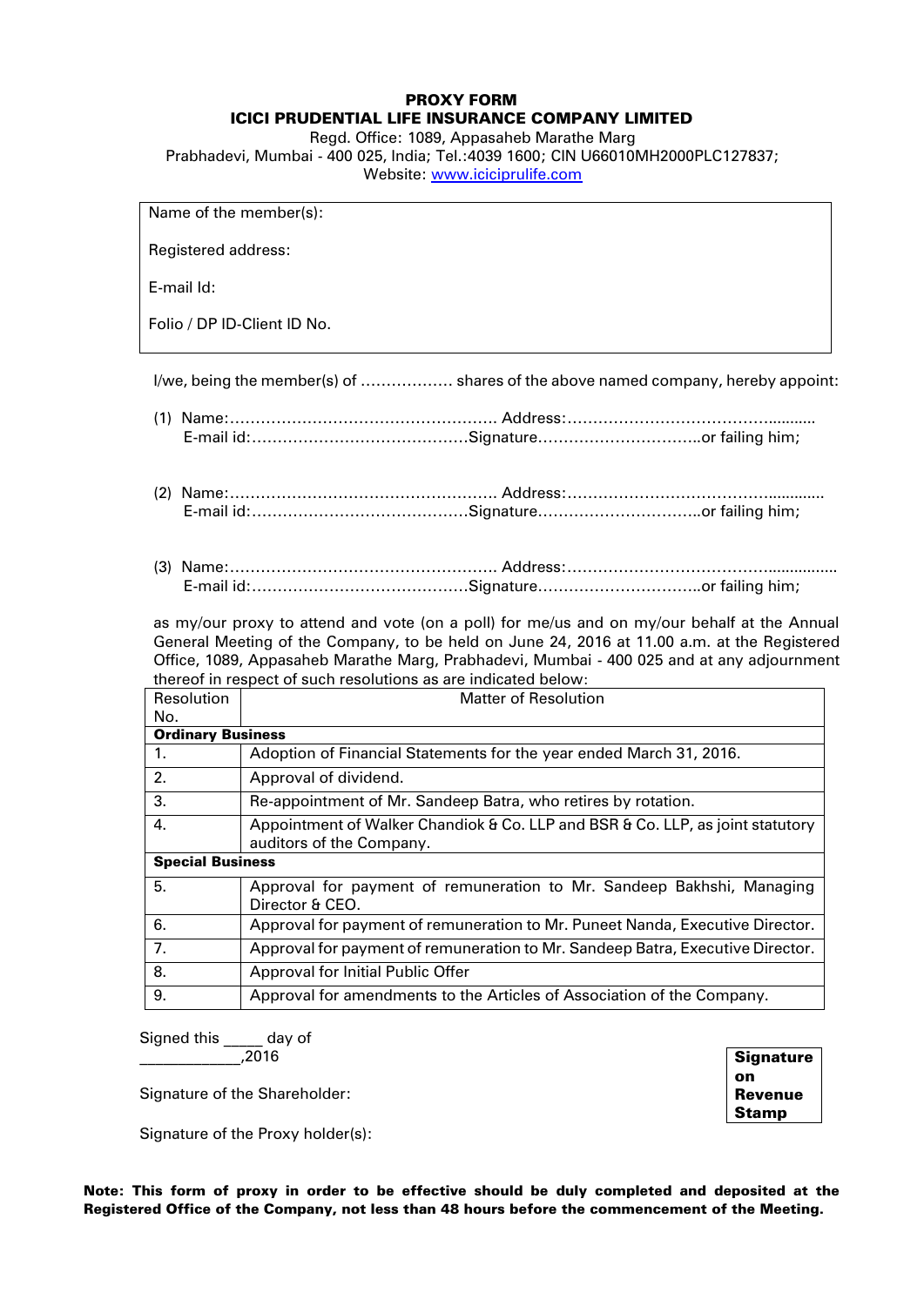# PROXY FORM

## ICICI PRUDENTIAL LIFE INSURANCE COMPANY LIMITED

Regd. Office: 1089, Appasaheb Marathe Marg
Prabhadevi, Mumbai - 400 025, India; Tel.:4039 1600; CIN U66010MH2000PLC127837;
Website: www.iciciprulife.com

| Name of the member(s): |
|---|
| Registered address: |
| E-mail Id: |
| Folio / DP ID-Client ID No. |

I/we, being the member(s) of ……………… shares of the above named company, hereby appoint:

(1) Name:……………………………………………… Address:………………………………….........
E-mail id:……………………………………Signature…………………………..or failing him;

(2) Name:……………………………………………… Address:………………………………….............
E-mail id:……………………………………Signature…………………………..or failing him;

(3) Name:……………………………………………… Address:………………………………….................
E-mail id:……………………………………Signature…………………………..or failing him;

as my/our proxy to attend and vote (on a poll) for me/us and on my/our behalf at the Annual General Meeting of the Company, to be held on June 24, 2016 at 11.00 a.m. at the Registered Office, 1089, Appasaheb Marathe Marg, Prabhadevi, Mumbai - 400 025 and at any adjournment thereof in respect of such resolutions as are indicated below:

| Resolution No. | Matter of Resolution |
|---|---|
| **Ordinary Business** | |
| 1. | Adoption of Financial Statements for the year ended March 31, 2016. |
| 2. | Approval of dividend. |
| 3. | Re-appointment of Mr. Sandeep Batra, who retires by rotation. |
| 4. | Appointment of Walker Chandiok & Co. LLP and BSR & Co. LLP, as joint statutory auditors of the Company. |
| **Special Business** | |
| 5. | Approval for payment of remuneration to Mr. Sandeep Bakhshi, Managing Director & CEO. |
| 6. | Approval for payment of remuneration to Mr. Puneet Nanda, Executive Director. |
| 7. | Approval for payment of remuneration to Mr. Sandeep Batra, Executive Director. |
| 8. | Approval for Initial Public Offer |
| 9. | Approval for amendments to the Articles of Association of the Company. |

Signed this _____ day of ____________,2016

Signature of the Shareholder:

Signature of the Proxy holder(s):

**Signature on Revenue Stamp**

**Note: This form of proxy in order to be effective should be duly completed and deposited at the Registered Office of the Company, not less than 48 hours before the commencement of the Meeting.**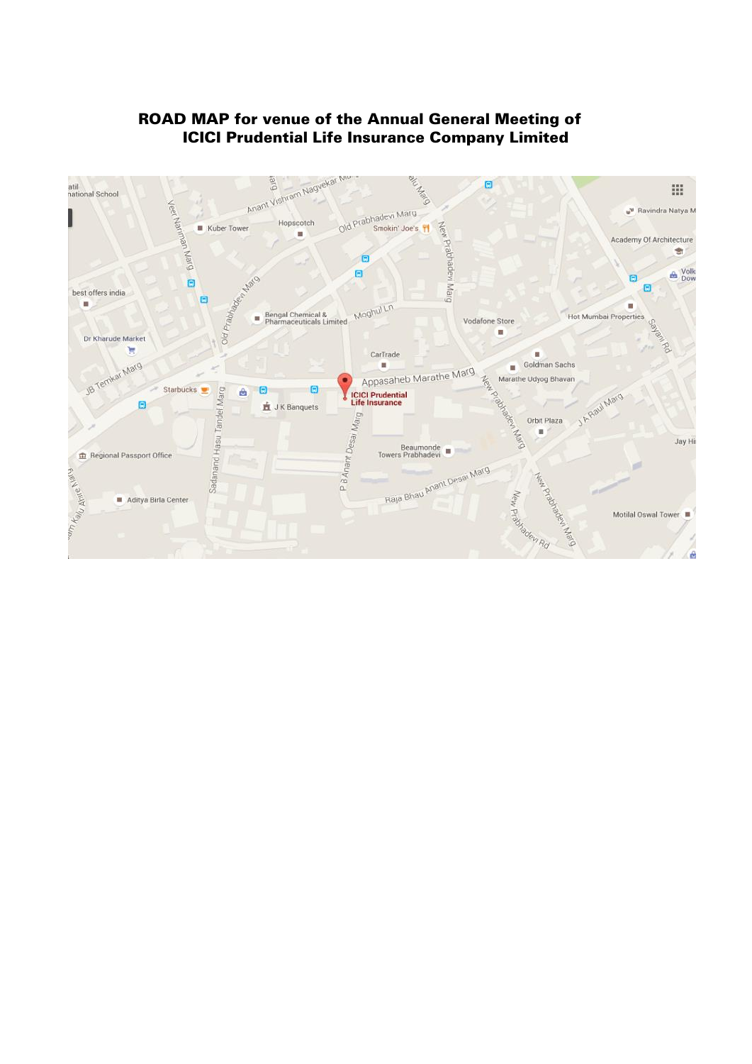**ROAD MAP for venue of the Annual General Meeting of ICICI Prudential Life Insurance Company Limited**

atil
national School
Anant Vishram Nagvekar Marg
Kuber Tower
Hopscotch
Old Prabhadevi Marg
Smokin' Joe's
New Prabhadevi Marg
Ravindra Natya M
Academy Of Architecture
Veer Nariman Marg
best offers india
Old Prabhadevi Marg
Bengal Chemical & Pharmaceuticals Limited
Moghul Ln
Vodafone Store
Hot Mumbai Properties
Sayani Rd
Dr Kharude Market
CarTrade
Goldman Sachs
JB Temkar Marg
Appasaheb Marathe Marg
Marathe Udyog Bhavan
Starbucks
Sadanand Hasu Tandel Marg
J K Banquets
ICICI Prudential Life Insurance
P B Anant Desai Marg
New Prabhadevi Marg
Orbit Plaza
J A Raul Marg
Regional Passport Office
Beaumonde Towers Prabhadevi
Raja Bhau Anant Desai Marg
Aditya Birla Center
New Prabhadevi Rd
New Prabhadevi Marg
Motilal Oswal Tower
Jay Hi